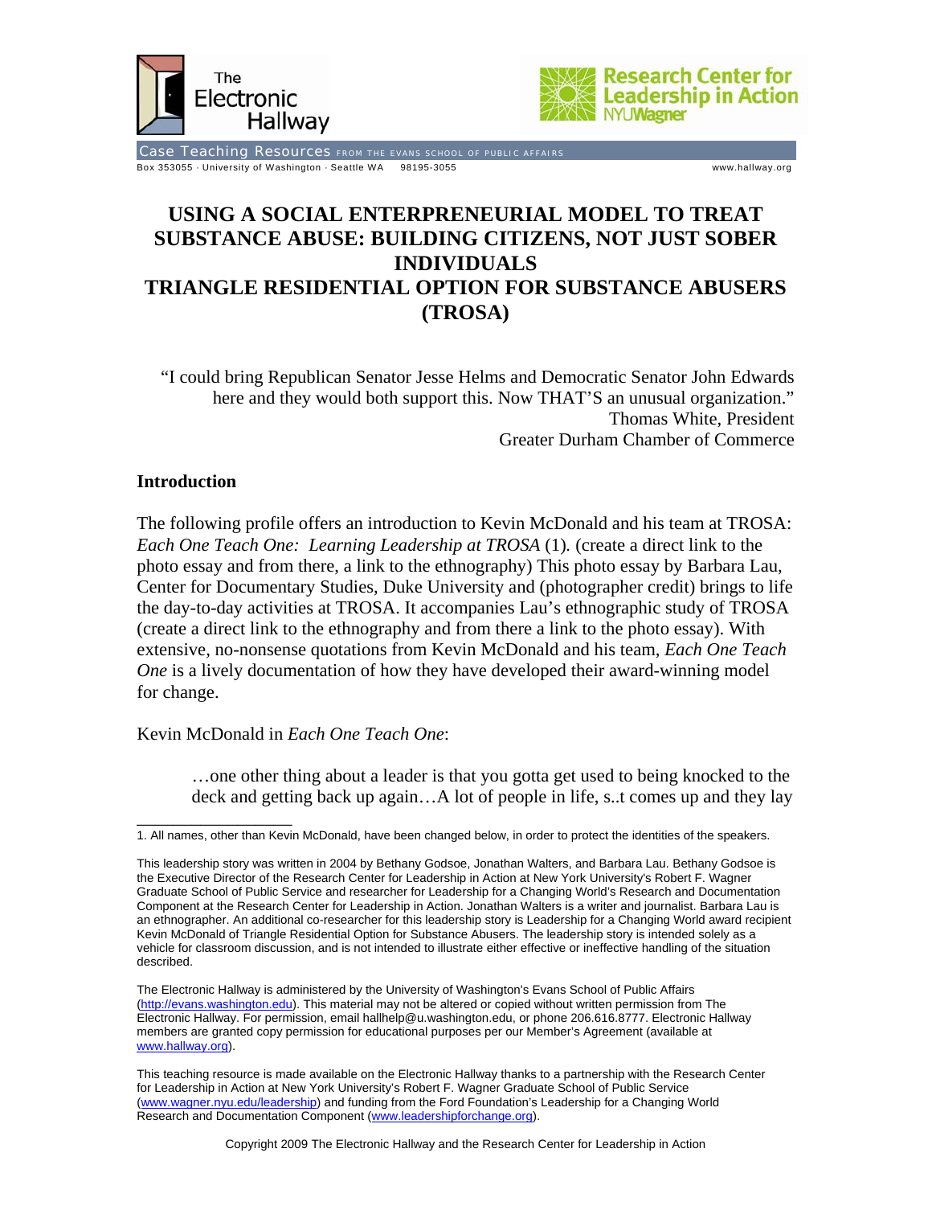The Electronic Hallway

Research Center for Leadership in Action NYU Wagner

Case Teaching Resources FROM THE EVANS SCHOOL OF PUBLIC AFFAIRS

Box 353055 · University of Washington · Seattle WA 98195-3055 www.hallway.org

# USING A SOCIAL ENTREPRENEURIAL MODEL TO TREAT SUBSTANCE ABUSE: BUILDING CITIZENS, NOT JUST SOBER INDIVIDUALS
# TRIANGLE RESIDENTIAL OPTION FOR SUBSTANCE ABUSERS (TROSA)

> "I could bring Republican Senator Jesse Helms and Democratic Senator John Edwards here and they would both support this. Now THAT'S an unusual organization."
>
> Thomas White, President
> Greater Durham Chamber of Commerce

## Introduction

The following profile offers an introduction to Kevin McDonald and his team at TROSA: *Each One Teach One: Learning Leadership at TROSA* (1)*.* (create a direct link to the photo essay and from there, a link to the ethnography) This photo essay by Barbara Lau, Center for Documentary Studies, Duke University and (photographer credit) brings to life the day-to-day activities at TROSA. It accompanies Lau's ethnographic study of TROSA (create a direct link to the ethnography and from there a link to the photo essay). With extensive, no-nonsense quotations from Kevin McDonald and his team, *Each One Teach One* is a lively documentation of how they have developed their award-winning model for change.

Kevin McDonald in *Each One Teach One*:

> …one other thing about a leader is that you gotta get used to being knocked to the deck and getting back up again…A lot of people in life, s..t comes up and they lay

---

1. All names, other than Kevin McDonald, have been changed below, in order to protect the identities of the speakers.

This leadership story was written in 2004 by Bethany Godsoe, Jonathan Walters, and Barbara Lau. Bethany Godsoe is the Executive Director of the Research Center for Leadership in Action at New York University's Robert F. Wagner Graduate School of Public Service and researcher for Leadership for a Changing World's Research and Documentation Component at the Research Center for Leadership in Action. Jonathan Walters is a writer and journalist. Barbara Lau is an ethnographer. An additional co-researcher for this leadership story is Leadership for a Changing World award recipient Kevin McDonald of Triangle Residential Option for Substance Abusers. The leadership story is intended solely as a vehicle for classroom discussion, and is not intended to illustrate either effective or ineffective handling of the situation described.

The Electronic Hallway is administered by the University of Washington's Evans School of Public Affairs (http://evans.washington.edu). This material may not be altered or copied without written permission from The Electronic Hallway. For permission, email hallhelp@u.washington.edu, or phone 206.616.8777. Electronic Hallway members are granted copy permission for educational purposes per our Member's Agreement (available at www.hallway.org).

This teaching resource is made available on the Electronic Hallway thanks to a partnership with the Research Center for Leadership in Action at New York University's Robert F. Wagner Graduate School of Public Service (www.wagner.nyu.edu/leadership) and funding from the Ford Foundation's Leadership for a Changing World Research and Documentation Component (www.leadershipforchange.org).

Copyright 2009 The Electronic Hallway and the Research Center for Leadership in Action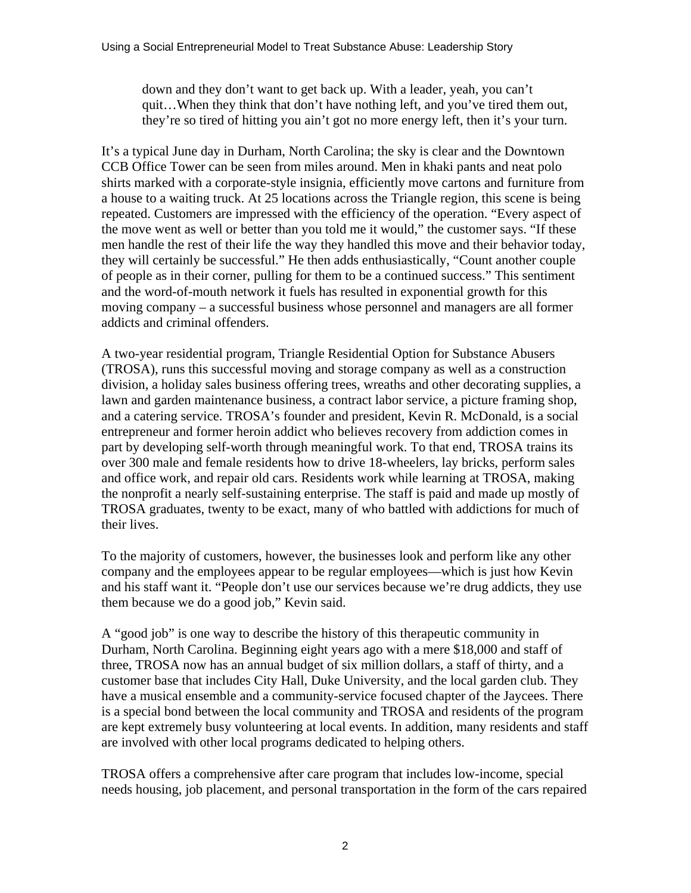> down and they don't want to get back up. With a leader, yeah, you can't quit…When they think that don't have nothing left, and you've tired them out, they're so tired of hitting you ain't got no more energy left, then it's your turn.

It's a typical June day in Durham, North Carolina; the sky is clear and the Downtown CCB Office Tower can be seen from miles around. Men in khaki pants and neat polo shirts marked with a corporate-style insignia, efficiently move cartons and furniture from a house to a waiting truck. At 25 locations across the Triangle region, this scene is being repeated. Customers are impressed with the efficiency of the operation. "Every aspect of the move went as well or better than you told me it would," the customer says. "If these men handle the rest of their life the way they handled this move and their behavior today, they will certainly be successful." He then adds enthusiastically, "Count another couple of people as in their corner, pulling for them to be a continued success." This sentiment and the word-of-mouth network it fuels has resulted in exponential growth for this moving company – a successful business whose personnel and managers are all former addicts and criminal offenders.

A two-year residential program, Triangle Residential Option for Substance Abusers (TROSA), runs this successful moving and storage company as well as a construction division, a holiday sales business offering trees, wreaths and other decorating supplies, a lawn and garden maintenance business, a contract labor service, a picture framing shop, and a catering service. TROSA's founder and president, Kevin R. McDonald, is a social entrepreneur and former heroin addict who believes recovery from addiction comes in part by developing self-worth through meaningful work. To that end, TROSA trains its over 300 male and female residents how to drive 18-wheelers, lay bricks, perform sales and office work, and repair old cars. Residents work while learning at TROSA, making the nonprofit a nearly self-sustaining enterprise. The staff is paid and made up mostly of TROSA graduates, twenty to be exact, many of who battled with addictions for much of their lives.

To the majority of customers, however, the businesses look and perform like any other company and the employees appear to be regular employees—which is just how Kevin and his staff want it. "People don't use our services because we're drug addicts, they use them because we do a good job," Kevin said.

A "good job" is one way to describe the history of this therapeutic community in Durham, North Carolina. Beginning eight years ago with a mere $18,000 and staff of three, TROSA now has an annual budget of six million dollars, a staff of thirty, and a customer base that includes City Hall, Duke University, and the local garden club. They have a musical ensemble and a community-service focused chapter of the Jaycees. There is a special bond between the local community and TROSA and residents of the program are kept extremely busy volunteering at local events. In addition, many residents and staff are involved with other local programs dedicated to helping others.

TROSA offers a comprehensive after care program that includes low-income, special needs housing, job placement, and personal transportation in the form of the cars repaired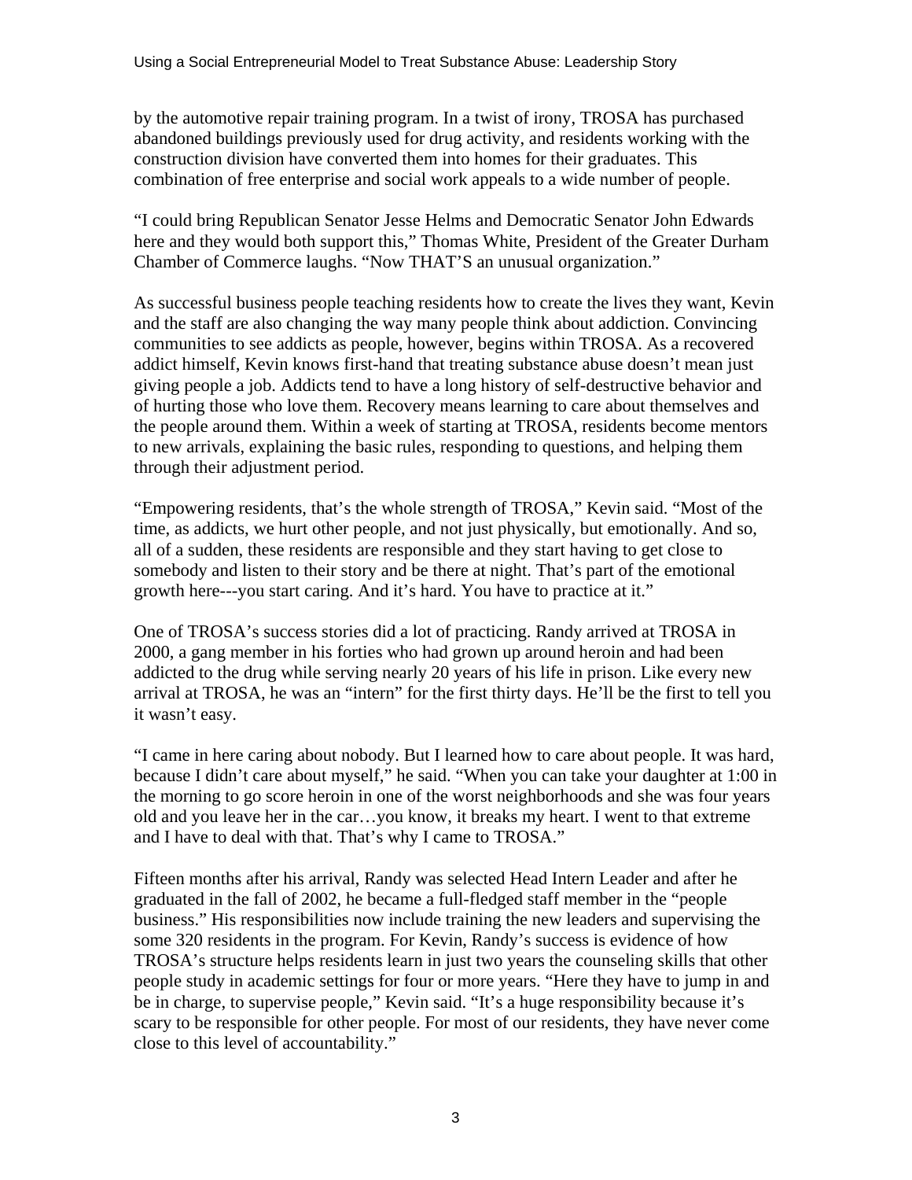by the automotive repair training program. In a twist of irony, TROSA has purchased abandoned buildings previously used for drug activity, and residents working with the construction division have converted them into homes for their graduates. This combination of free enterprise and social work appeals to a wide number of people.

"I could bring Republican Senator Jesse Helms and Democratic Senator John Edwards here and they would both support this," Thomas White, President of the Greater Durham Chamber of Commerce laughs. "Now THAT'S an unusual organization."

As successful business people teaching residents how to create the lives they want, Kevin and the staff are also changing the way many people think about addiction. Convincing communities to see addicts as people, however, begins within TROSA. As a recovered addict himself, Kevin knows first-hand that treating substance abuse doesn't mean just giving people a job. Addicts tend to have a long history of self-destructive behavior and of hurting those who love them. Recovery means learning to care about themselves and the people around them. Within a week of starting at TROSA, residents become mentors to new arrivals, explaining the basic rules, responding to questions, and helping them through their adjustment period.

"Empowering residents, that's the whole strength of TROSA," Kevin said. "Most of the time, as addicts, we hurt other people, and not just physically, but emotionally. And so, all of a sudden, these residents are responsible and they start having to get close to somebody and listen to their story and be there at night. That's part of the emotional growth here---you start caring. And it's hard. You have to practice at it."

One of TROSA's success stories did a lot of practicing. Randy arrived at TROSA in 2000, a gang member in his forties who had grown up around heroin and had been addicted to the drug while serving nearly 20 years of his life in prison. Like every new arrival at TROSA, he was an "intern" for the first thirty days. He'll be the first to tell you it wasn't easy.

"I came in here caring about nobody. But I learned how to care about people. It was hard, because I didn't care about myself," he said. "When you can take your daughter at 1:00 in the morning to go score heroin in one of the worst neighborhoods and she was four years old and you leave her in the car…you know, it breaks my heart. I went to that extreme and I have to deal with that. That's why I came to TROSA."

Fifteen months after his arrival, Randy was selected Head Intern Leader and after he graduated in the fall of 2002, he became a full-fledged staff member in the "people business." His responsibilities now include training the new leaders and supervising the some 320 residents in the program. For Kevin, Randy's success is evidence of how TROSA's structure helps residents learn in just two years the counseling skills that other people study in academic settings for four or more years. "Here they have to jump in and be in charge, to supervise people," Kevin said. "It's a huge responsibility because it's scary to be responsible for other people. For most of our residents, they have never come close to this level of accountability."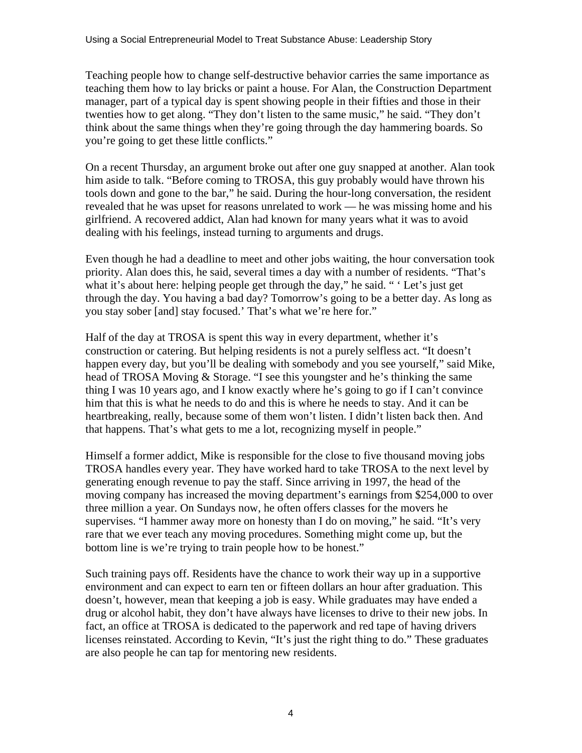Teaching people how to change self-destructive behavior carries the same importance as teaching them how to lay bricks or paint a house. For Alan, the Construction Department manager, part of a typical day is spent showing people in their fifties and those in their twenties how to get along. "They don't listen to the same music," he said. "They don't think about the same things when they're going through the day hammering boards. So you're going to get these little conflicts."

On a recent Thursday, an argument broke out after one guy snapped at another. Alan took him aside to talk. "Before coming to TROSA, this guy probably would have thrown his tools down and gone to the bar," he said. During the hour-long conversation, the resident revealed that he was upset for reasons unrelated to work — he was missing home and his girlfriend. A recovered addict, Alan had known for many years what it was to avoid dealing with his feelings, instead turning to arguments and drugs.

Even though he had a deadline to meet and other jobs waiting, the hour conversation took priority. Alan does this, he said, several times a day with a number of residents. "That's what it's about here: helping people get through the day," he said. " ' Let's just get through the day. You having a bad day? Tomorrow's going to be a better day. As long as you stay sober [and] stay focused.' That's what we're here for."

Half of the day at TROSA is spent this way in every department, whether it's construction or catering. But helping residents is not a purely selfless act. "It doesn't happen every day, but you'll be dealing with somebody and you see yourself," said Mike, head of TROSA Moving & Storage. "I see this youngster and he's thinking the same thing I was 10 years ago, and I know exactly where he's going to go if I can't convince him that this is what he needs to do and this is where he needs to stay. And it can be heartbreaking, really, because some of them won't listen. I didn't listen back then. And that happens. That's what gets to me a lot, recognizing myself in people."

Himself a former addict, Mike is responsible for the close to five thousand moving jobs TROSA handles every year. They have worked hard to take TROSA to the next level by generating enough revenue to pay the staff. Since arriving in 1997, the head of the moving company has increased the moving department's earnings from $254,000 to over three million a year. On Sundays now, he often offers classes for the movers he supervises. "I hammer away more on honesty than I do on moving," he said. "It's very rare that we ever teach any moving procedures. Something might come up, but the bottom line is we're trying to train people how to be honest."

Such training pays off. Residents have the chance to work their way up in a supportive environment and can expect to earn ten or fifteen dollars an hour after graduation. This doesn't, however, mean that keeping a job is easy. While graduates may have ended a drug or alcohol habit, they don't have always have licenses to drive to their new jobs. In fact, an office at TROSA is dedicated to the paperwork and red tape of having drivers licenses reinstated. According to Kevin, "It's just the right thing to do." These graduates are also people he can tap for mentoring new residents.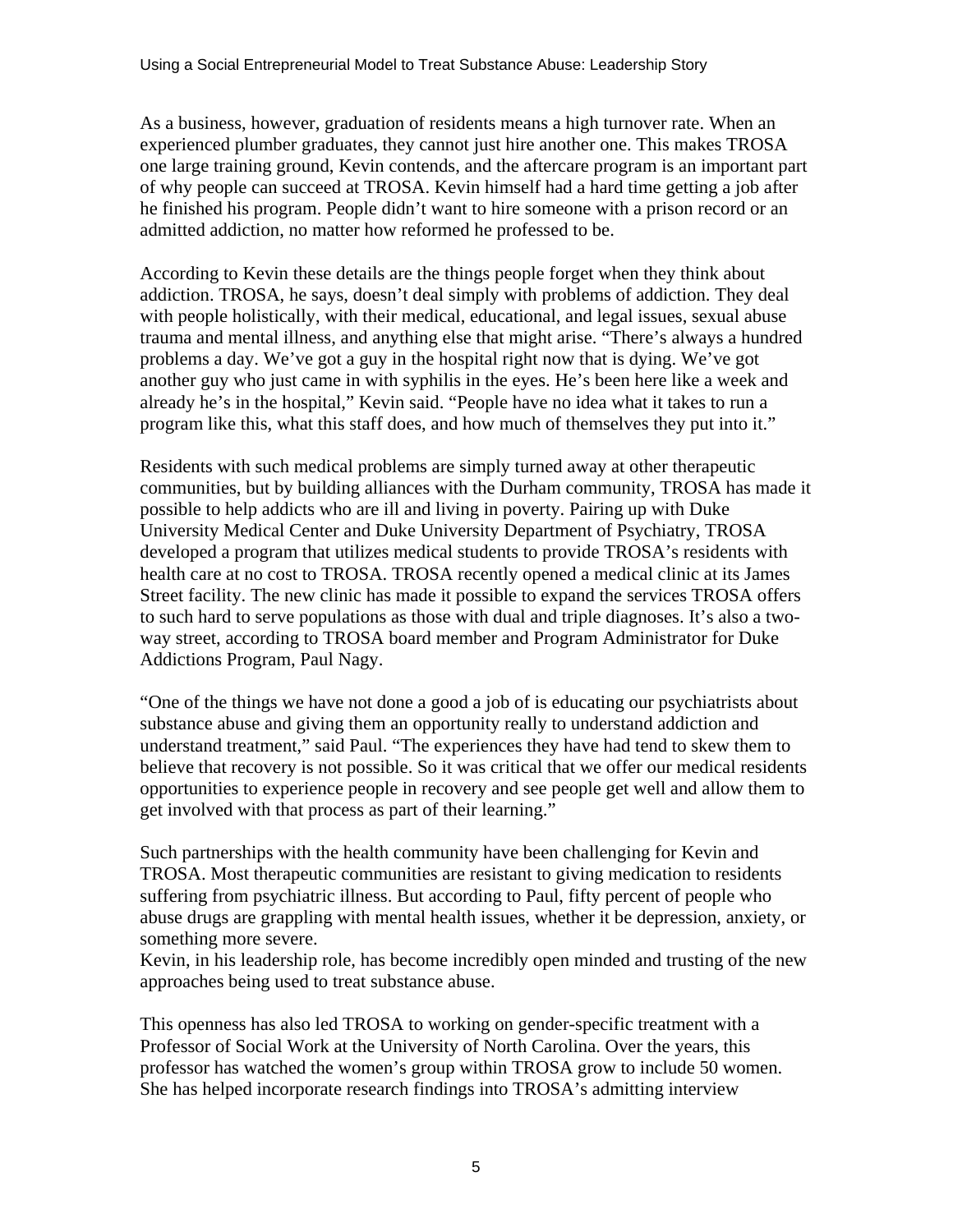As a business, however, graduation of residents means a high turnover rate. When an experienced plumber graduates, they cannot just hire another one. This makes TROSA one large training ground, Kevin contends, and the aftercare program is an important part of why people can succeed at TROSA. Kevin himself had a hard time getting a job after he finished his program. People didn't want to hire someone with a prison record or an admitted addiction, no matter how reformed he professed to be.

According to Kevin these details are the things people forget when they think about addiction. TROSA, he says, doesn't deal simply with problems of addiction. They deal with people holistically, with their medical, educational, and legal issues, sexual abuse trauma and mental illness, and anything else that might arise. "There's always a hundred problems a day. We've got a guy in the hospital right now that is dying. We've got another guy who just came in with syphilis in the eyes. He's been here like a week and already he's in the hospital," Kevin said. "People have no idea what it takes to run a program like this, what this staff does, and how much of themselves they put into it."

Residents with such medical problems are simply turned away at other therapeutic communities, but by building alliances with the Durham community, TROSA has made it possible to help addicts who are ill and living in poverty. Pairing up with Duke University Medical Center and Duke University Department of Psychiatry, TROSA developed a program that utilizes medical students to provide TROSA's residents with health care at no cost to TROSA. TROSA recently opened a medical clinic at its James Street facility. The new clinic has made it possible to expand the services TROSA offers to such hard to serve populations as those with dual and triple diagnoses. It's also a two-way street, according to TROSA board member and Program Administrator for Duke Addictions Program, Paul Nagy.

"One of the things we have not done a good a job of is educating our psychiatrists about substance abuse and giving them an opportunity really to understand addiction and understand treatment," said Paul. "The experiences they have had tend to skew them to believe that recovery is not possible. So it was critical that we offer our medical residents opportunities to experience people in recovery and see people get well and allow them to get involved with that process as part of their learning."

Such partnerships with the health community have been challenging for Kevin and TROSA. Most therapeutic communities are resistant to giving medication to residents suffering from psychiatric illness. But according to Paul, fifty percent of people who abuse drugs are grappling with mental health issues, whether it be depression, anxiety, or something more severe.
Kevin, in his leadership role, has become incredibly open minded and trusting of the new approaches being used to treat substance abuse.

This openness has also led TROSA to working on gender-specific treatment with a Professor of Social Work at the University of North Carolina. Over the years, this professor has watched the women's group within TROSA grow to include 50 women. She has helped incorporate research findings into TROSA's admitting interview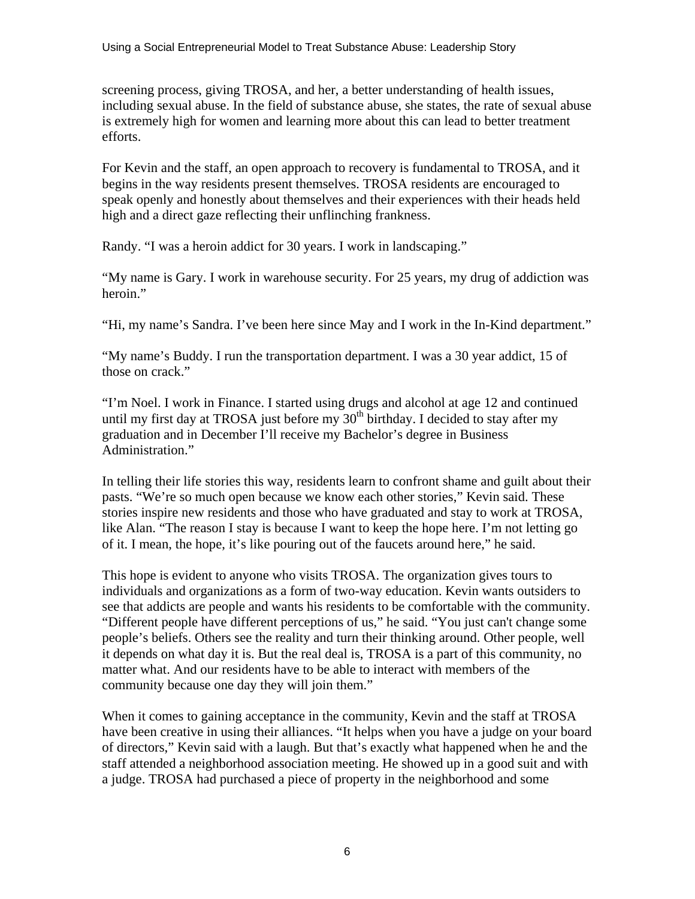screening process, giving TROSA, and her, a better understanding of health issues, including sexual abuse. In the field of substance abuse, she states, the rate of sexual abuse is extremely high for women and learning more about this can lead to better treatment efforts.

For Kevin and the staff, an open approach to recovery is fundamental to TROSA, and it begins in the way residents present themselves. TROSA residents are encouraged to speak openly and honestly about themselves and their experiences with their heads held high and a direct gaze reflecting their unflinching frankness.

Randy. "I was a heroin addict for 30 years. I work in landscaping."

"My name is Gary. I work in warehouse security. For 25 years, my drug of addiction was heroin."

"Hi, my name's Sandra. I've been here since May and I work in the In-Kind department."

"My name's Buddy. I run the transportation department. I was a 30 year addict, 15 of those on crack."

"I'm Noel. I work in Finance. I started using drugs and alcohol at age 12 and continued until my first day at TROSA just before my 30th birthday. I decided to stay after my graduation and in December I'll receive my Bachelor's degree in Business Administration."

In telling their life stories this way, residents learn to confront shame and guilt about their pasts. "We're so much open because we know each other stories," Kevin said. These stories inspire new residents and those who have graduated and stay to work at TROSA, like Alan. "The reason I stay is because I want to keep the hope here. I'm not letting go of it. I mean, the hope, it's like pouring out of the faucets around here," he said.

This hope is evident to anyone who visits TROSA. The organization gives tours to individuals and organizations as a form of two-way education. Kevin wants outsiders to see that addicts are people and wants his residents to be comfortable with the community. "Different people have different perceptions of us," he said. "You just can't change some people's beliefs. Others see the reality and turn their thinking around. Other people, well it depends on what day it is. But the real deal is, TROSA is a part of this community, no matter what. And our residents have to be able to interact with members of the community because one day they will join them."

When it comes to gaining acceptance in the community, Kevin and the staff at TROSA have been creative in using their alliances. "It helps when you have a judge on your board of directors," Kevin said with a laugh. But that's exactly what happened when he and the staff attended a neighborhood association meeting. He showed up in a good suit and with a judge. TROSA had purchased a piece of property in the neighborhood and some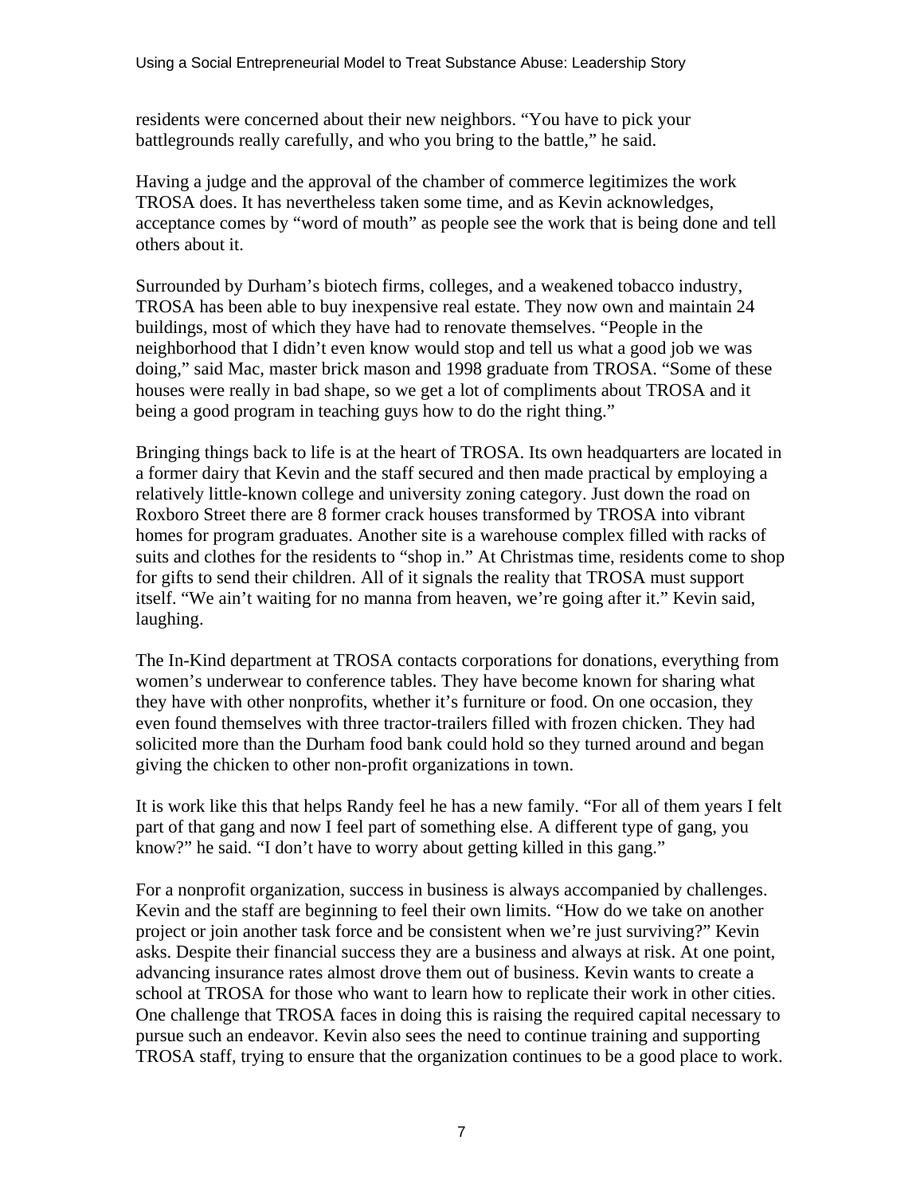residents were concerned about their new neighbors. "You have to pick your battlegrounds really carefully, and who you bring to the battle," he said.

Having a judge and the approval of the chamber of commerce legitimizes the work TROSA does. It has nevertheless taken some time, and as Kevin acknowledges, acceptance comes by "word of mouth" as people see the work that is being done and tell others about it.

Surrounded by Durham's biotech firms, colleges, and a weakened tobacco industry, TROSA has been able to buy inexpensive real estate. They now own and maintain 24 buildings, most of which they have had to renovate themselves. "People in the neighborhood that I didn't even know would stop and tell us what a good job we was doing," said Mac, master brick mason and 1998 graduate from TROSA. "Some of these houses were really in bad shape, so we get a lot of compliments about TROSA and it being a good program in teaching guys how to do the right thing."

Bringing things back to life is at the heart of TROSA. Its own headquarters are located in a former dairy that Kevin and the staff secured and then made practical by employing a relatively little-known college and university zoning category. Just down the road on Roxboro Street there are 8 former crack houses transformed by TROSA into vibrant homes for program graduates. Another site is a warehouse complex filled with racks of suits and clothes for the residents to "shop in." At Christmas time, residents come to shop for gifts to send their children. All of it signals the reality that TROSA must support itself. "We ain't waiting for no manna from heaven, we're going after it." Kevin said, laughing.

The In-Kind department at TROSA contacts corporations for donations, everything from women's underwear to conference tables. They have become known for sharing what they have with other nonprofits, whether it's furniture or food. On one occasion, they even found themselves with three tractor-trailers filled with frozen chicken. They had solicited more than the Durham food bank could hold so they turned around and began giving the chicken to other non-profit organizations in town.

It is work like this that helps Randy feel he has a new family. "For all of them years I felt part of that gang and now I feel part of something else. A different type of gang, you know?" he said. "I don't have to worry about getting killed in this gang."

For a nonprofit organization, success in business is always accompanied by challenges. Kevin and the staff are beginning to feel their own limits. "How do we take on another project or join another task force and be consistent when we're just surviving?" Kevin asks. Despite their financial success they are a business and always at risk. At one point, advancing insurance rates almost drove them out of business. Kevin wants to create a school at TROSA for those who want to learn how to replicate their work in other cities. One challenge that TROSA faces in doing this is raising the required capital necessary to pursue such an endeavor. Kevin also sees the need to continue training and supporting TROSA staff, trying to ensure that the organization continues to be a good place to work.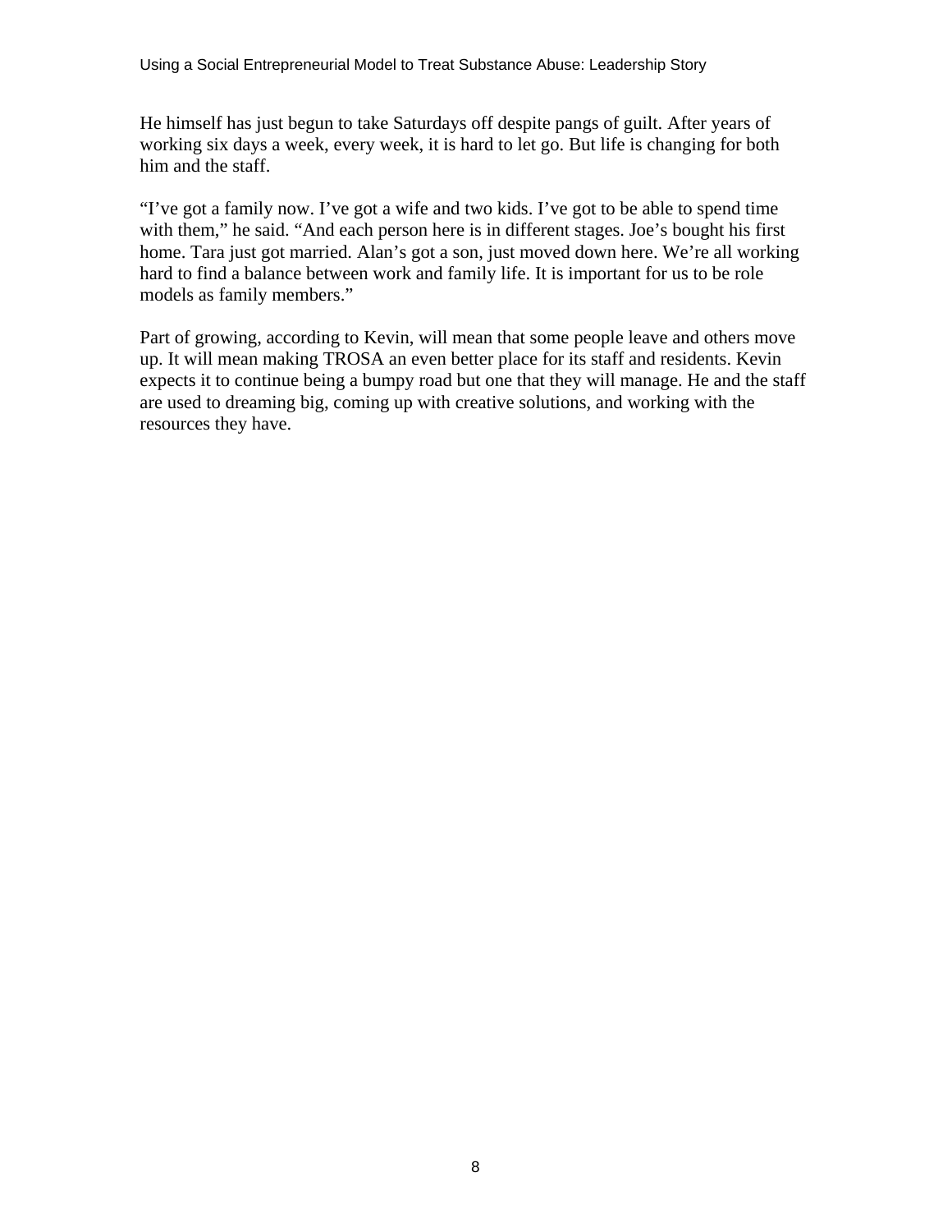He himself has just begun to take Saturdays off despite pangs of guilt. After years of working six days a week, every week, it is hard to let go. But life is changing for both him and the staff.

“I’ve got a family now. I’ve got a wife and two kids. I’ve got to be able to spend time with them,” he said. “And each person here is in different stages. Joe’s bought his first home. Tara just got married. Alan’s got a son, just moved down here. We’re all working hard to find a balance between work and family life. It is important for us to be role models as family members.”

Part of growing, according to Kevin, will mean that some people leave and others move up. It will mean making TROSA an even better place for its staff and residents. Kevin expects it to continue being a bumpy road but one that they will manage. He and the staff are used to dreaming big, coming up with creative solutions, and working with the resources they have.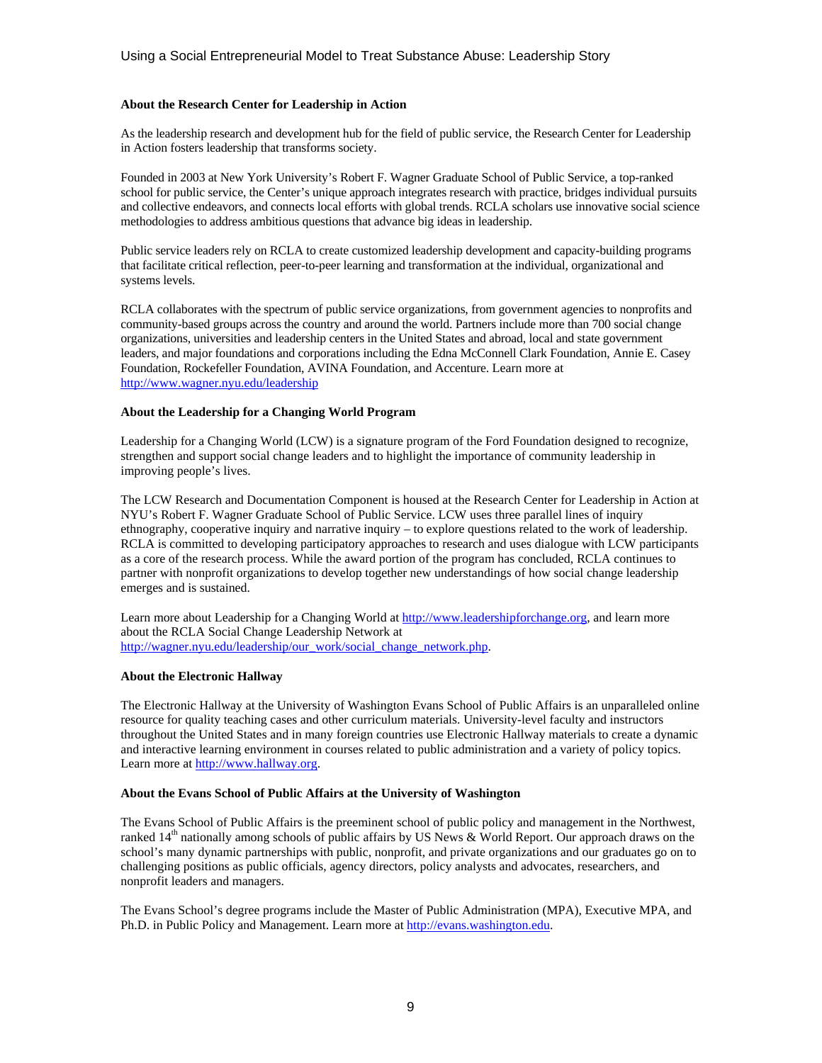**About the Research Center for Leadership in Action**

As the leadership research and development hub for the field of public service, the Research Center for Leadership in Action fosters leadership that transforms society.

Founded in 2003 at New York University's Robert F. Wagner Graduate School of Public Service, a top-ranked school for public service, the Center's unique approach integrates research with practice, bridges individual pursuits and collective endeavors, and connects local efforts with global trends. RCLA scholars use innovative social science methodologies to address ambitious questions that advance big ideas in leadership.

Public service leaders rely on RCLA to create customized leadership development and capacity-building programs that facilitate critical reflection, peer-to-peer learning and transformation at the individual, organizational and systems levels.

RCLA collaborates with the spectrum of public service organizations, from government agencies to nonprofits and community-based groups across the country and around the world. Partners include more than 700 social change organizations, universities and leadership centers in the United States and abroad, local and state government leaders, and major foundations and corporations including the Edna McConnell Clark Foundation, Annie E. Casey Foundation, Rockefeller Foundation, AVINA Foundation, and Accenture. Learn more at http://www.wagner.nyu.edu/leadership

**About the Leadership for a Changing World Program**

Leadership for a Changing World (LCW) is a signature program of the Ford Foundation designed to recognize, strengthen and support social change leaders and to highlight the importance of community leadership in improving people's lives.

The LCW Research and Documentation Component is housed at the Research Center for Leadership in Action at NYU's Robert F. Wagner Graduate School of Public Service. LCW uses three parallel lines of inquiry ethnography, cooperative inquiry and narrative inquiry – to explore questions related to the work of leadership. RCLA is committed to developing participatory approaches to research and uses dialogue with LCW participants as a core of the research process. While the award portion of the program has concluded, RCLA continues to partner with nonprofit organizations to develop together new understandings of how social change leadership emerges and is sustained.

Learn more about Leadership for a Changing World at http://www.leadershipforchange.org, and learn more about the RCLA Social Change Leadership Network at http://wagner.nyu.edu/leadership/our_work/social_change_network.php.

**About the Electronic Hallway**

The Electronic Hallway at the University of Washington Evans School of Public Affairs is an unparalleled online resource for quality teaching cases and other curriculum materials. University-level faculty and instructors throughout the United States and in many foreign countries use Electronic Hallway materials to create a dynamic and interactive learning environment in courses related to public administration and a variety of policy topics. Learn more at http://www.hallway.org.

**About the Evans School of Public Affairs at the University of Washington**

The Evans School of Public Affairs is the preeminent school of public policy and management in the Northwest, ranked 14th nationally among schools of public affairs by US News & World Report. Our approach draws on the school's many dynamic partnerships with public, nonprofit, and private organizations and our graduates go on to challenging positions as public officials, agency directors, policy analysts and advocates, researchers, and nonprofit leaders and managers.

The Evans School's degree programs include the Master of Public Administration (MPA), Executive MPA, and Ph.D. in Public Policy and Management. Learn more at http://evans.washington.edu.